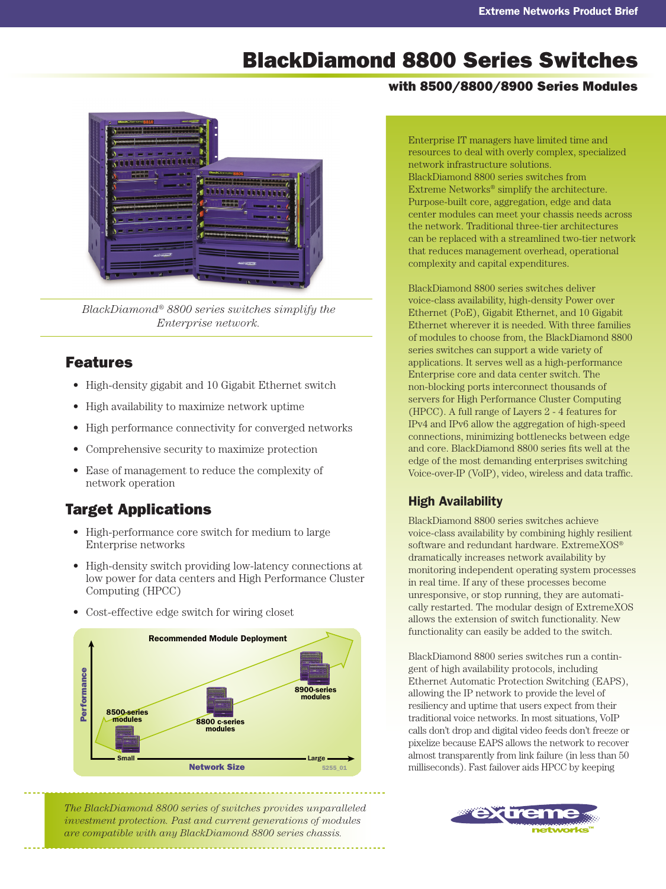# BlackDiamond 8800 Series Switches

## with 8500/8800/8900 Series Modules

*BlackDiamond® 8800 series switches simplify the Enterprise network.*

## Features

- High-density gigabit and 10 Gigabit Ethernet switch
- High availability to maximize network uptime
- High performance connectivity for converged networks
- Comprehensive security to maximize protection
- Ease of management to reduce the complexity of network operation

## Target Applications

- High-performance core switch for medium to large Enterprise networks
- High-density switch providing low-latency connections at low power for data centers and High Performance Cluster Computing (HPCC)
- Cost-effective edge switch for wiring closet

**Recommended Module Deployment**

Performance / Network Size (Small → Large): 8500-series modules, 8800 c-series modules, 8900-series modules

*The BlackDiamond 8800 series of switches provides unparalleled investment protection. Past and current generations of modules are compatible with any BlackDiamond 8800 series chassis.*

Enterprise IT managers have limited time and resources to deal with overly complex, specialized network infrastructure solutions. BlackDiamond 8800 series switches from Extreme Networks® simplify the architecture. Purpose-built core, aggregation, edge and data center modules can meet your chassis needs across the network. Traditional three-tier architectures can be replaced with a streamlined two-tier network that reduces management overhead, operational complexity and capital expenditures.

BlackDiamond 8800 series switches deliver voice-class availability, high-density Power over Ethernet (PoE), Gigabit Ethernet, and 10 Gigabit Ethernet wherever it is needed. With three families of modules to choose from, the BlackDiamond 8800 series switches can support a wide variety of applications. It serves well as a high-performance Enterprise core and data center switch. The non-blocking ports interconnect thousands of servers for High Performance Cluster Computing (HPCC). A full range of Layers 2 - 4 features for IPv4 and IPv6 allow the aggregation of high-speed connections, minimizing bottlenecks between edge and core. BlackDiamond 8800 series fits well at the edge of the most demanding enterprises switching Voice-over-IP (VoIP), video, wireless and data traffic.

### High Availability

BlackDiamond 8800 series switches achieve voice-class availability by combining highly resilient software and redundant hardware. ExtremeXOS® dramatically increases network availability by monitoring independent operating system processes in real time. If any of these processes become unresponsive, or stop running, they are automatically restarted. The modular design of ExtremeXOS allows the extension of switch functionality. New functionality can easily be added to the switch.

BlackDiamond 8800 series switches run a contingent of high availability protocols, including Ethernet Automatic Protection Switching (EAPS), allowing the IP network to provide the level of resiliency and uptime that users expect from their traditional voice networks. In most situations, VoIP calls don't drop and digital video feeds don't freeze or pixelize because EAPS allows the network to recover almost transparently from link failure (in less than 50 milliseconds). Fast failover aids HPCC by keeping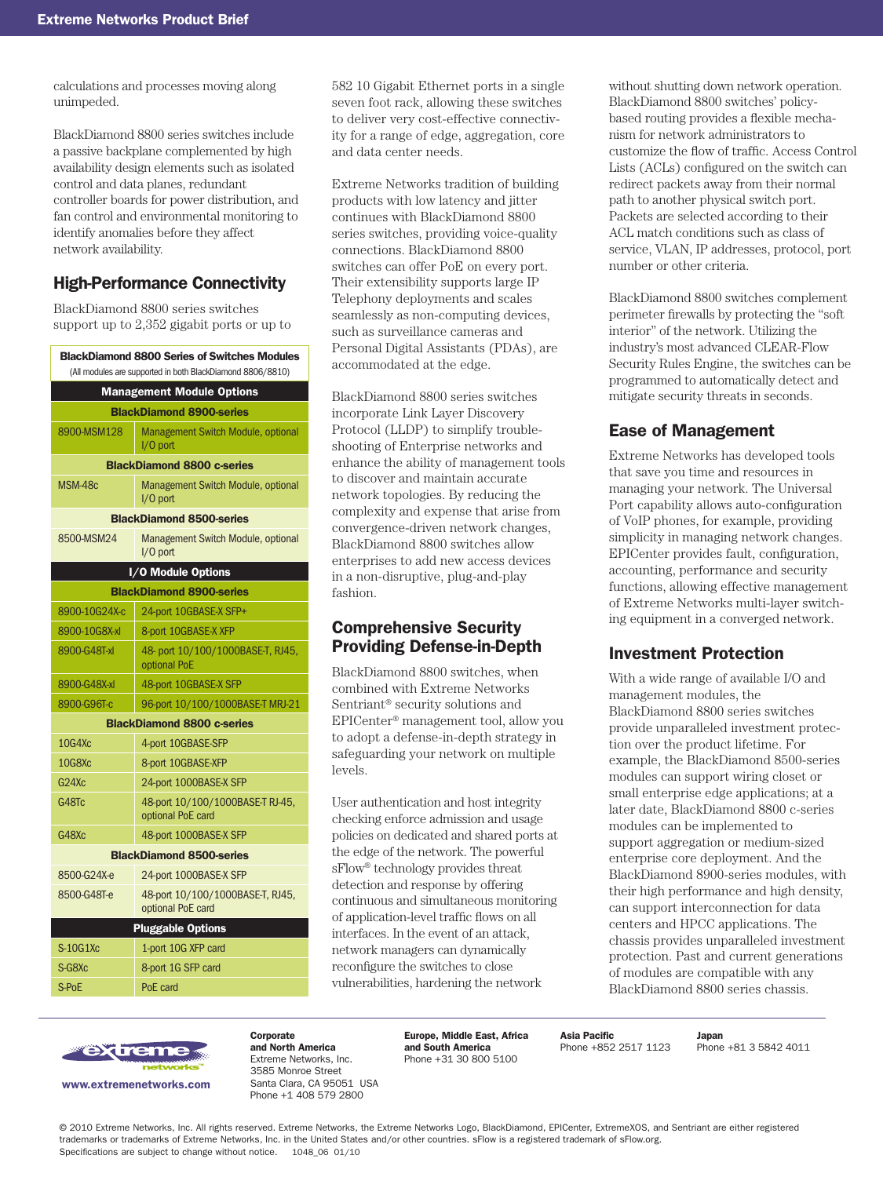calculations and processes moving along unimpeded.

BlackDiamond 8800 series switches include a passive backplane complemented by high availability design elements such as isolated control and data planes, redundant controller boards for power distribution, and fan control and environmental monitoring to identify anomalies before they affect network availability.

## High-Performance Connectivity

BlackDiamond 8800 series switches support up to 2,352 gigabit ports or up to 582 10 Gigabit Ethernet ports in a single seven foot rack, allowing these switches to deliver very cost-effective connectivity for a range of edge, aggregation, core and data center needs.

| BlackDiamond 8800 Series of Switches Modules (All modules are supported in both BlackDiamond 8806/8810) | |
|---|---|
| **Management Module Options** | |
| **BlackDiamond 8900-series** | |
| 8900-MSM128 | Management Switch Module, optional I/O port |
| **BlackDiamond 8800 c-series** | |
| MSM-48c | Management Switch Module, optional I/O port |
| **BlackDiamond 8500-series** | |
| 8500-MSM24 | Management Switch Module, optional I/O port |
| **I/O Module Options** | |
| **BlackDiamond 8900-series** | |
| 8900-10G24X-c | 24-port 10GBASE-X SFP+ |
| 8900-10G8X-xl | 8-port 10GBASE-X XFP |
| 8900-G48T-xl | 48- port 10/100/1000BASE-T, RJ45, optional PoE |
| 8900-G48X-xl | 48-port 10GBASE-X SFP |
| 8900-G96T-c | 96-port 10/100/1000BASE-T MRJ-21 |
| **BlackDiamond 8800 c-series** | |
| 10G4Xc | 4-port 10GBASE-SFP |
| 10G8Xc | 8-port 10GBASE-XFP |
| G24Xc | 24-port 1000BASE-X SFP |
| G48Tc | 48-port 10/100/1000BASE-T RJ-45, optional PoE card |
| G48Xc | 48-port 1000BASE-X SFP |
| **BlackDiamond 8500-series** | |
| 8500-G24X-e | 24-port 1000BASE-X SFP |
| 8500-G48T-e | 48-port 10/100/1000BASE-T, RJ45, optional PoE card |
| **Pluggable Options** | |
| S-10G1Xc | 1-port 10G XFP card |
| S-G8Xc | 8-port 1G SFP card |
| S-PoE | PoE card |

Extreme Networks tradition of building products with low latency and jitter continues with BlackDiamond 8800 series switches, providing voice-quality connections. BlackDiamond 8800 switches can offer PoE on every port. Their extensibility supports large IP Telephony deployments and scales seamlessly as non-computing devices, such as surveillance cameras and Personal Digital Assistants (PDAs), are accommodated at the edge.

BlackDiamond 8800 series switches incorporate Link Layer Discovery Protocol (LLDP) to simplify troubleshooting of Enterprise networks and enhance the ability of management tools to discover and maintain accurate network topologies. By reducing the complexity and expense that arise from convergence-driven network changes, BlackDiamond 8800 switches allow enterprises to add new access devices in a non-disruptive, plug-and-play fashion.

## Comprehensive Security Providing Defense-in-Depth

BlackDiamond 8800 switches, when combined with Extreme Networks Sentriant® security solutions and EPICenter® management tool, allow you to adopt a defense-in-depth strategy in safeguarding your network on multiple levels.

User authentication and host integrity checking enforce admission and usage policies on dedicated and shared ports at the edge of the network. The powerful sFlow® technology provides threat detection and response by offering continuous and simultaneous monitoring of application-level traffic flows on all interfaces. In the event of an attack, network managers can dynamically reconfigure the switches to close vulnerabilities, hardening the network without shutting down network operation. BlackDiamond 8800 switches' policy-based routing provides a flexible mechanism for network administrators to customize the flow of traffic. Access Control Lists (ACLs) configured on the switch can redirect packets away from their normal path to another physical switch port. Packets are selected according to their ACL match conditions such as class of service, VLAN, IP addresses, protocol, port number or other criteria.

BlackDiamond 8800 switches complement perimeter firewalls by protecting the "soft interior" of the network. Utilizing the industry's most advanced CLEAR-Flow Security Rules Engine, the switches can be programmed to automatically detect and mitigate security threats in seconds.

## Ease of Management

Extreme Networks has developed tools that save you time and resources in managing your network. The Universal Port capability allows auto-configuration of VoIP phones, for example, providing simplicity in managing network changes. EPICenter provides fault, configuration, accounting, performance and security functions, allowing effective management of Extreme Networks multi-layer switching equipment in a converged network.

## Investment Protection

With a wide range of available I/O and management modules, the BlackDiamond 8800 series switches provide unparalleled investment protection over the product lifetime. For example, the BlackDiamond 8500-series modules can support wiring closet or small enterprise edge applications; at a later date, BlackDiamond 8800 c-series modules can be implemented to support aggregation or medium-sized enterprise core deployment. And the BlackDiamond 8900-series modules, with their high performance and high density, can support interconnection for data centers and HPCC applications. The chassis provides unparalleled investment protection. Past and current generations of modules are compatible with any BlackDiamond 8800 series chassis.

www.extremenetworks.com

**Corporate and North America**
Extreme Networks, Inc.
3585 Monroe Street
Santa Clara, CA 95051 USA
Phone +1 408 579 2800

**Europe, Middle East, Africa and South America**
Phone +31 30 800 5100

**Asia Pacific**
Phone +852 2517 1123

**Japan**
Phone +81 3 5842 4011

© 2010 Extreme Networks, Inc. All rights reserved. Extreme Networks, the Extreme Networks Logo, BlackDiamond, EPICenter, ExtremeXOS, and Sentriant are either registered trademarks or trademarks of Extreme Networks, Inc. in the United States and/or other countries. sFlow is a registered trademark of sFlow.org.
Specifications are subject to change without notice. 1048_06 01/10